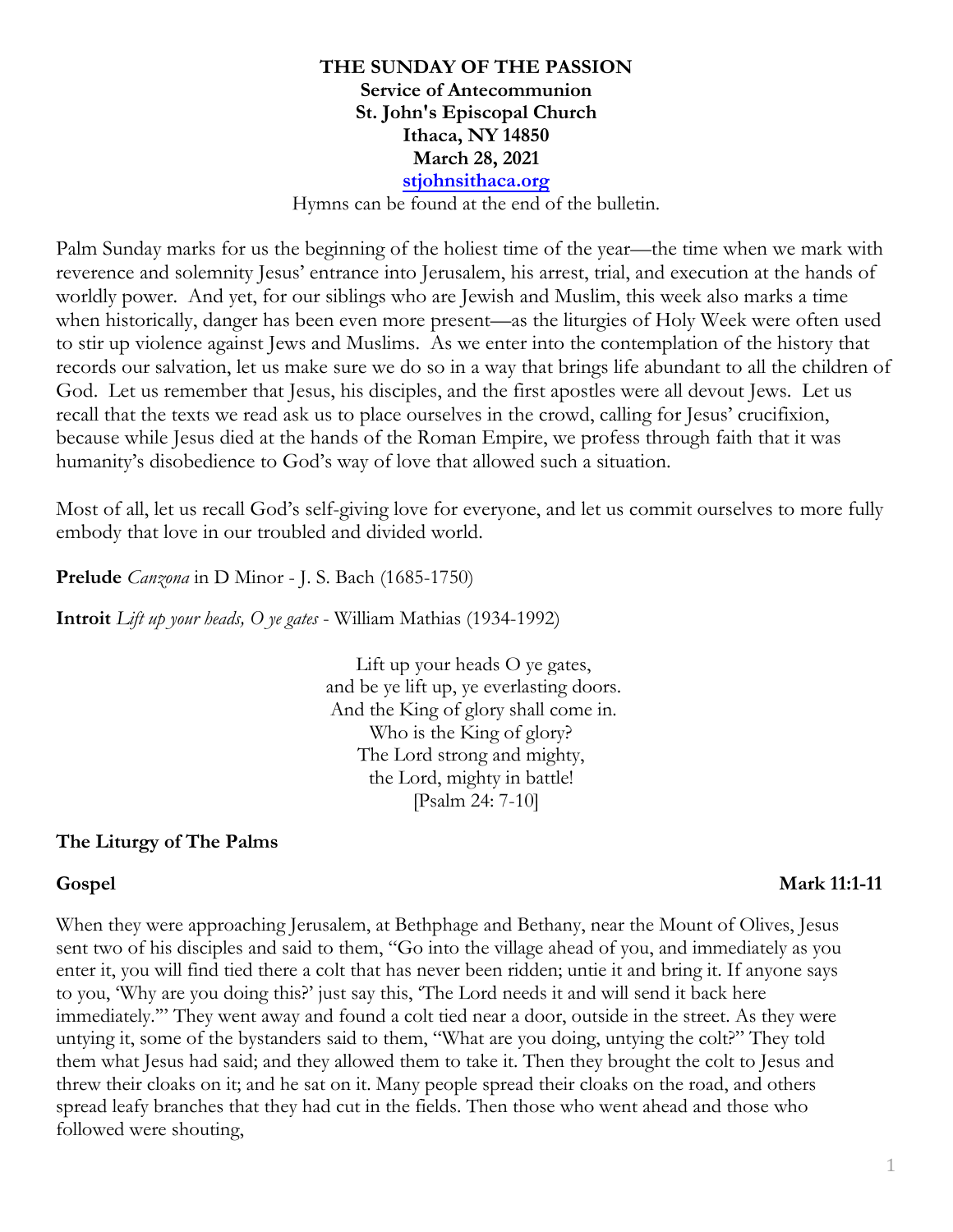**THE SUNDAY OF THE PASSION**
**Service of Antecommunion**
**St. John's Episcopal Church**
**Ithaca, NY 14850**
**March 28, 2021**
**[stjohnsithaca.org](http://stjohnsithaca.org)**

Hymns can be found at the end of the bulletin.

Palm Sunday marks for us the beginning of the holiest time of the year—the time when we mark with reverence and solemnity Jesus' entrance into Jerusalem, his arrest, trial, and execution at the hands of worldly power. And yet, for our siblings who are Jewish and Muslim, this week also marks a time when historically, danger has been even more present—as the liturgies of Holy Week were often used to stir up violence against Jews and Muslims. As we enter into the contemplation of the history that records our salvation, let us make sure we do so in a way that brings life abundant to all the children of God. Let us remember that Jesus, his disciples, and the first apostles were all devout Jews. Let us recall that the texts we read ask us to place ourselves in the crowd, calling for Jesus' crucifixion, because while Jesus died at the hands of the Roman Empire, we profess through faith that it was humanity's disobedience to God's way of love that allowed such a situation.

Most of all, let us recall God's self-giving love for everyone, and let us commit ourselves to more fully embody that love in our troubled and divided world.

**Prelude** *Canzona* in D Minor - J. S. Bach (1685-1750)

**Introit** *Lift up your heads, O ye gates* - William Mathias (1934-1992)

Lift up your heads O ye gates,
and be ye lift up, ye everlasting doors.
And the King of glory shall come in.
Who is the King of glory?
The Lord strong and mighty,
the Lord, mighty in battle!
[Psalm 24: 7-10]

## The Liturgy of The Palms

**Gospel** **Mark 11:1-11**

When they were approaching Jerusalem, at Bethphage and Bethany, near the Mount of Olives, Jesus sent two of his disciples and said to them, "Go into the village ahead of you, and immediately as you enter it, you will find tied there a colt that has never been ridden; untie it and bring it. If anyone says to you, 'Why are you doing this?' just say this, 'The Lord needs it and will send it back here immediately.'" They went away and found a colt tied near a door, outside in the street. As they were untying it, some of the bystanders said to them, "What are you doing, untying the colt?" They told them what Jesus had said; and they allowed them to take it. Then they brought the colt to Jesus and threw their cloaks on it; and he sat on it. Many people spread their cloaks on the road, and others spread leafy branches that they had cut in the fields. Then those who went ahead and those who followed were shouting,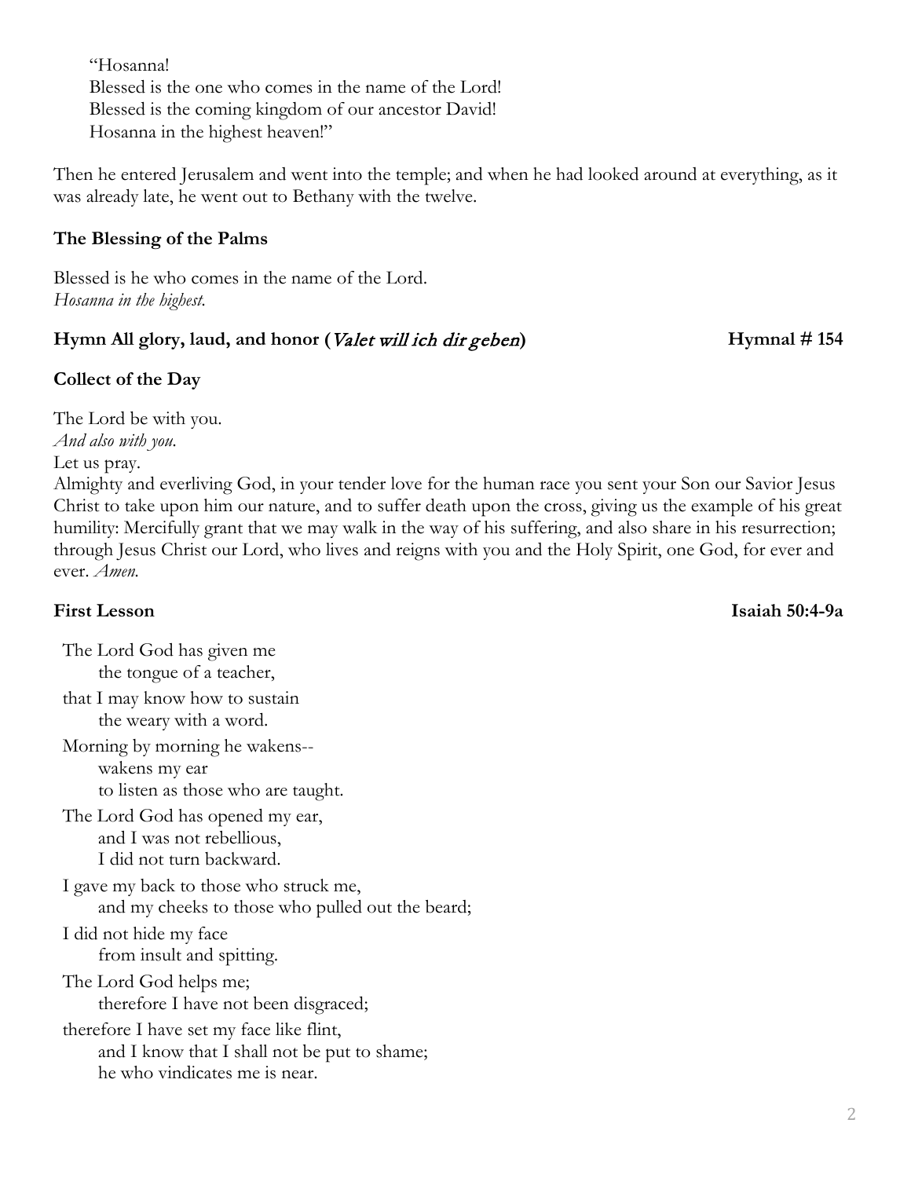"Hosanna!
Blessed is the one who comes in the name of the Lord!
Blessed is the coming kingdom of our ancestor David!
Hosanna in the highest heaven!"

Then he entered Jerusalem and went into the temple; and when he had looked around at everything, as it was already late, he went out to Bethany with the twelve.

**The Blessing of the Palms**

Blessed is he who comes in the name of the Lord.
*Hosanna in the highest.*

**Hymn All glory, laud, and honor (*Valet will ich dir geben*)** **Hymnal # 154**

**Collect of the Day**

The Lord be with you.
*And also with you.*
Let us pray.
Almighty and everliving God, in your tender love for the human race you sent your Son our Savior Jesus Christ to take upon him our nature, and to suffer death upon the cross, giving us the example of his great humility: Mercifully grant that we may walk in the way of his suffering, and also share in his resurrection; through Jesus Christ our Lord, who lives and reigns with you and the Holy Spirit, one God, for ever and ever. *Amen.*

**First Lesson** **Isaiah 50:4-9a**

The Lord God has given me
the tongue of a teacher,
that I may know how to sustain
the weary with a word.
Morning by morning he wakens--
wakens my ear
to listen as those who are taught.
The Lord God has opened my ear,
and I was not rebellious,
I did not turn backward.
I gave my back to those who struck me,
and my cheeks to those who pulled out the beard;
I did not hide my face
from insult and spitting.
The Lord God helps me;
therefore I have not been disgraced;
therefore I have set my face like flint,
and I know that I shall not be put to shame;
he who vindicates me is near.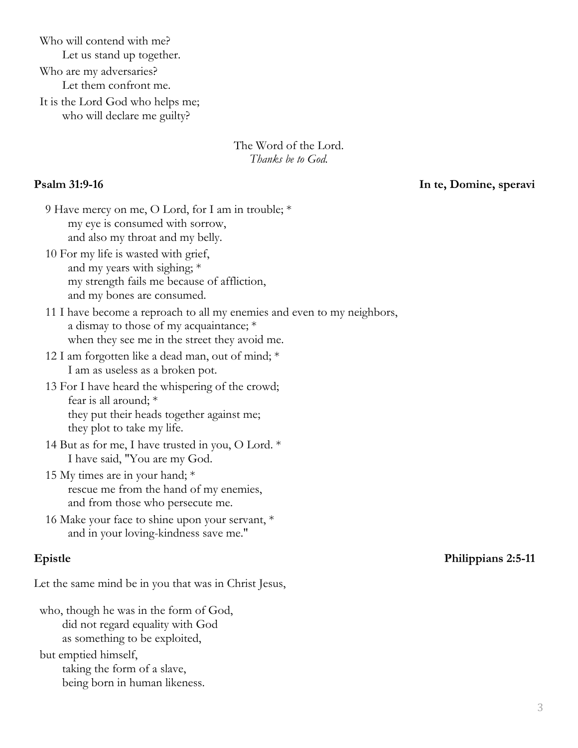Who will contend with me?
Let us stand up together.
Who are my adversaries?
Let them confront me.
It is the Lord God who helps me;
who will declare me guilty?

The Word of the Lord.
*Thanks be to God.*

**Psalm 31:9-16** **In te, Domine, speravi**

9 Have mercy on me, O Lord, for I am in trouble; *
my eye is consumed with sorrow,
and also my throat and my belly.

10 For my life is wasted with grief,
and my years with sighing; *
my strength fails me because of affliction,
and my bones are consumed.

11 I have become a reproach to all my enemies and even to my neighbors,
a dismay to those of my acquaintance; *
when they see me in the street they avoid me.

12 I am forgotten like a dead man, out of mind; *
I am as useless as a broken pot.

13 For I have heard the whispering of the crowd;
fear is all around; *
they put their heads together against me;
they plot to take my life.

14 But as for me, I have trusted in you, O Lord. *
I have said, "You are my God.

15 My times are in your hand; *
rescue me from the hand of my enemies,
and from those who persecute me.

16 Make your face to shine upon your servant, *
and in your loving-kindness save me."

**Epistle** **Philippians 2:5-11**

Let the same mind be in you that was in Christ Jesus,

who, though he was in the form of God,
did not regard equality with God
as something to be exploited,
but emptied himself,
taking the form of a slave,
being born in human likeness.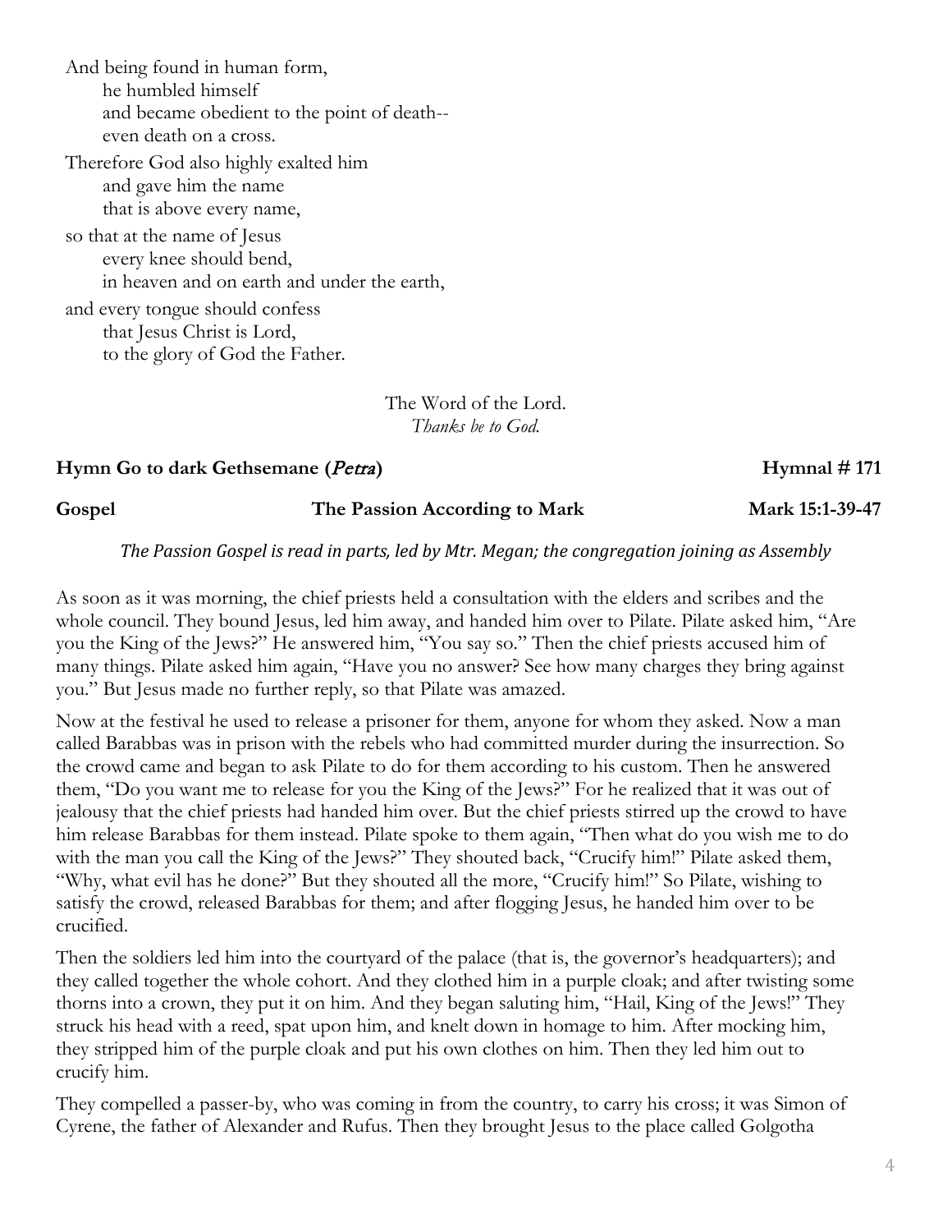And being found in human form,
    he humbled himself
    and became obedient to the point of death--
    even death on a cross.

Therefore God also highly exalted him
    and gave him the name
    that is above every name,

so that at the name of Jesus
    every knee should bend,
    in heaven and on earth and under the earth,

and every tongue should confess
    that Jesus Christ is Lord,
    to the glory of God the Father.

The Word of the Lord.
*Thanks be to God.*

**Hymn Go to dark Gethsemane (*Petra*)** **Hymnal # 171**

**Gospel** **The Passion According to Mark** **Mark 15:1-39-47**

*The Passion Gospel is read in parts, led by Mtr. Megan; the congregation joining as Assembly*

As soon as it was morning, the chief priests held a consultation with the elders and scribes and the whole council. They bound Jesus, led him away, and handed him over to Pilate. Pilate asked him, "Are you the King of the Jews?" He answered him, "You say so." Then the chief priests accused him of many things. Pilate asked him again, "Have you no answer? See how many charges they bring against you." But Jesus made no further reply, so that Pilate was amazed.

Now at the festival he used to release a prisoner for them, anyone for whom they asked. Now a man called Barabbas was in prison with the rebels who had committed murder during the insurrection. So the crowd came and began to ask Pilate to do for them according to his custom. Then he answered them, "Do you want me to release for you the King of the Jews?" For he realized that it was out of jealousy that the chief priests had handed him over. But the chief priests stirred up the crowd to have him release Barabbas for them instead. Pilate spoke to them again, "Then what do you wish me to do with the man you call the King of the Jews?" They shouted back, "Crucify him!" Pilate asked them, "Why, what evil has he done?" But they shouted all the more, "Crucify him!" So Pilate, wishing to satisfy the crowd, released Barabbas for them; and after flogging Jesus, he handed him over to be crucified.

Then the soldiers led him into the courtyard of the palace (that is, the governor's headquarters); and they called together the whole cohort. And they clothed him in a purple cloak; and after twisting some thorns into a crown, they put it on him. And they began saluting him, "Hail, King of the Jews!" They struck his head with a reed, spat upon him, and knelt down in homage to him. After mocking him, they stripped him of the purple cloak and put his own clothes on him. Then they led him out to crucify him.

They compelled a passer-by, who was coming in from the country, to carry his cross; it was Simon of Cyrene, the father of Alexander and Rufus. Then they brought Jesus to the place called Golgotha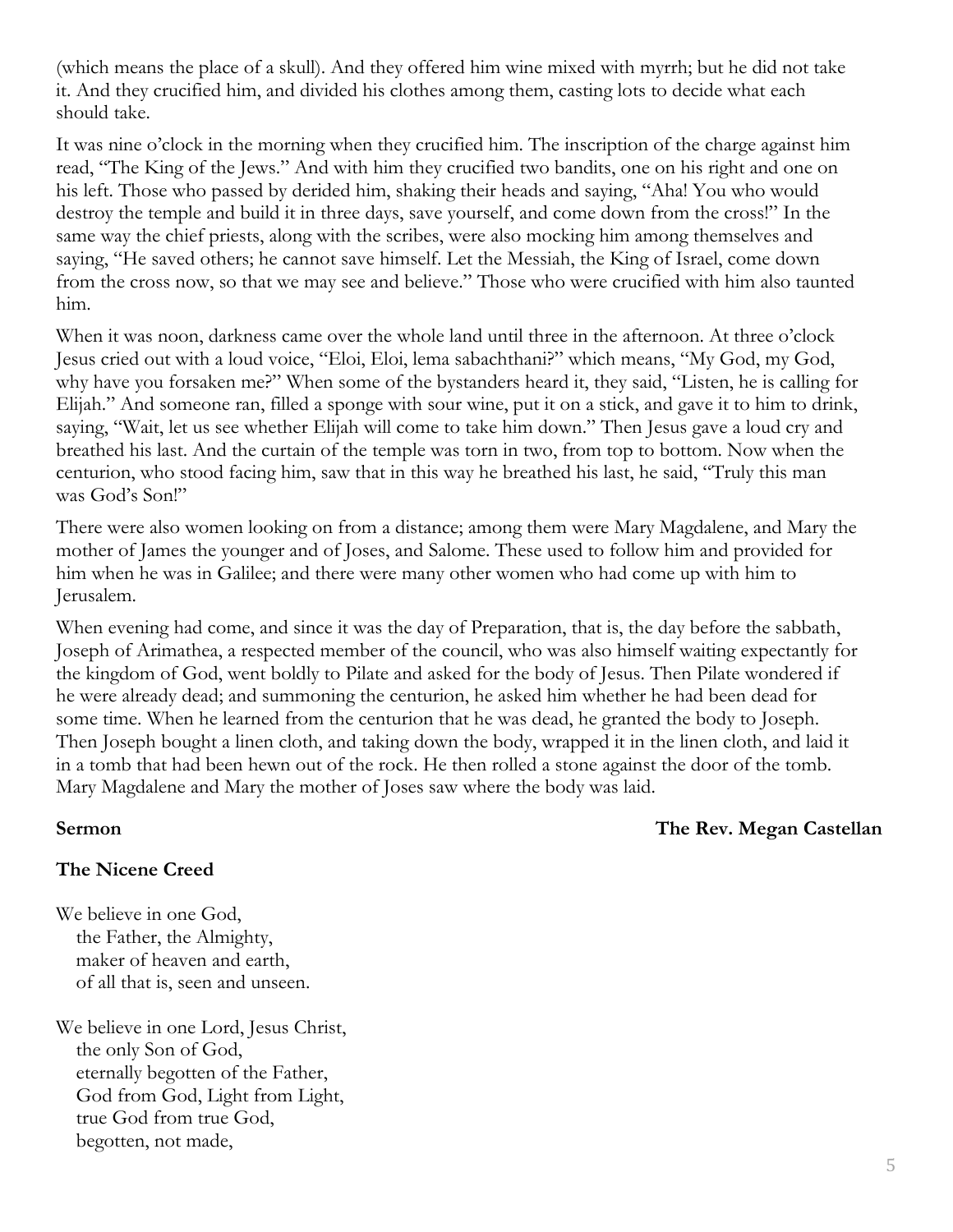(which means the place of a skull). And they offered him wine mixed with myrrh; but he did not take it. And they crucified him, and divided his clothes among them, casting lots to decide what each should take.

It was nine o'clock in the morning when they crucified him. The inscription of the charge against him read, "The King of the Jews." And with him they crucified two bandits, one on his right and one on his left. Those who passed by derided him, shaking their heads and saying, "Aha! You who would destroy the temple and build it in three days, save yourself, and come down from the cross!" In the same way the chief priests, along with the scribes, were also mocking him among themselves and saying, "He saved others; he cannot save himself. Let the Messiah, the King of Israel, come down from the cross now, so that we may see and believe." Those who were crucified with him also taunted him.

When it was noon, darkness came over the whole land until three in the afternoon. At three o'clock Jesus cried out with a loud voice, "Eloi, Eloi, lema sabachthani?" which means, "My God, my God, why have you forsaken me?" When some of the bystanders heard it, they said, "Listen, he is calling for Elijah." And someone ran, filled a sponge with sour wine, put it on a stick, and gave it to him to drink, saying, "Wait, let us see whether Elijah will come to take him down." Then Jesus gave a loud cry and breathed his last. And the curtain of the temple was torn in two, from top to bottom. Now when the centurion, who stood facing him, saw that in this way he breathed his last, he said, "Truly this man was God's Son!"

There were also women looking on from a distance; among them were Mary Magdalene, and Mary the mother of James the younger and of Joses, and Salome. These used to follow him and provided for him when he was in Galilee; and there were many other women who had come up with him to Jerusalem.

When evening had come, and since it was the day of Preparation, that is, the day before the sabbath, Joseph of Arimathea, a respected member of the council, who was also himself waiting expectantly for the kingdom of God, went boldly to Pilate and asked for the body of Jesus. Then Pilate wondered if he were already dead; and summoning the centurion, he asked him whether he had been dead for some time. When he learned from the centurion that he was dead, he granted the body to Joseph. Then Joseph bought a linen cloth, and taking down the body, wrapped it in the linen cloth, and laid it in a tomb that had been hewn out of the rock. He then rolled a stone against the door of the tomb. Mary Magdalene and Mary the mother of Joses saw where the body was laid.

**Sermon** **The Rev. Megan Castellan**

**The Nicene Creed**

We believe in one God,
the Father, the Almighty,
maker of heaven and earth,
of all that is, seen and unseen.

We believe in one Lord, Jesus Christ,
the only Son of God,
eternally begotten of the Father,
God from God, Light from Light,
true God from true God,
begotten, not made,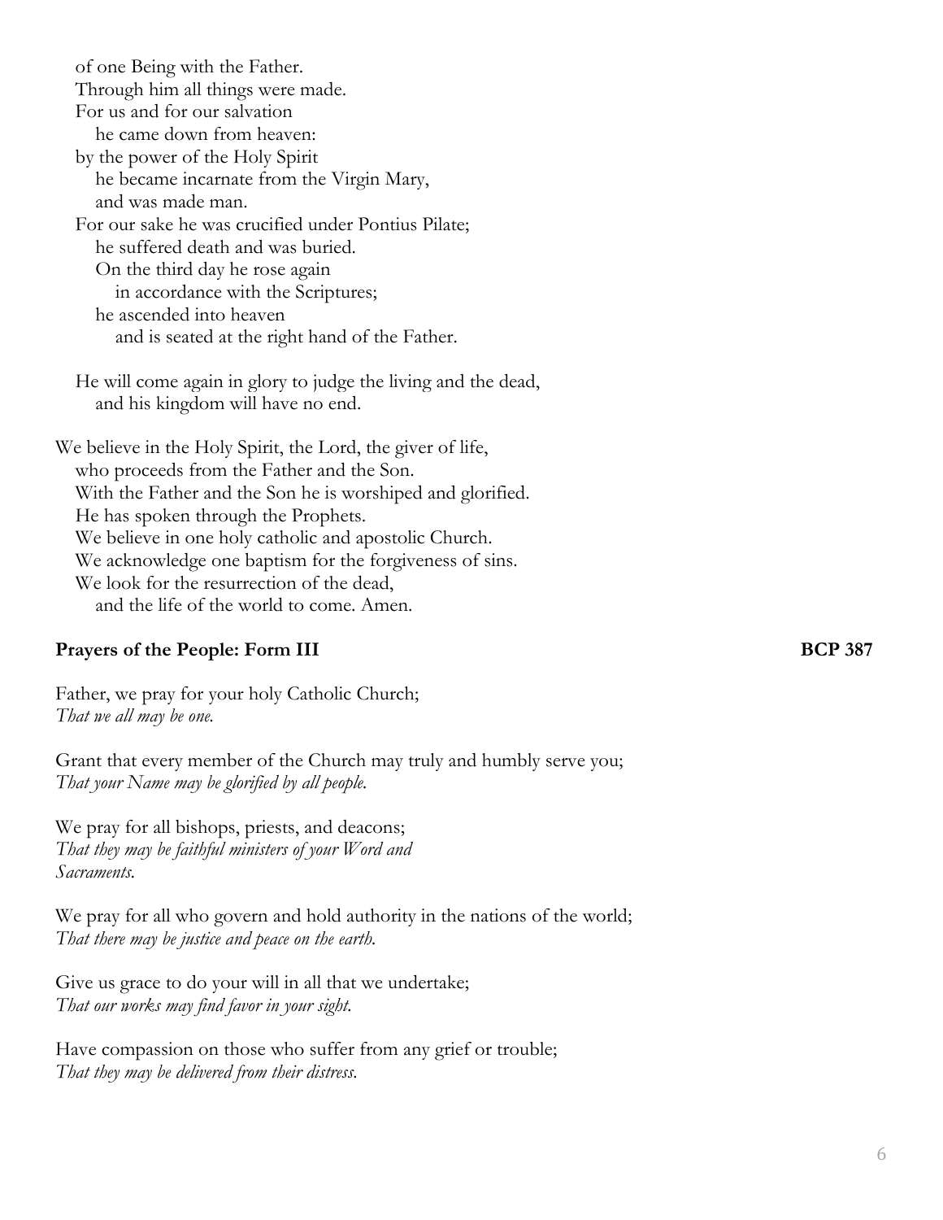of one Being with the Father.
Through him all things were made.
For us and for our salvation
he came down from heaven:
by the power of the Holy Spirit
he became incarnate from the Virgin Mary,
and was made man.
For our sake he was crucified under Pontius Pilate;
he suffered death and was buried.
On the third day he rose again
in accordance with the Scriptures;
he ascended into heaven
and is seated at the right hand of the Father.

He will come again in glory to judge the living and the dead,
and his kingdom will have no end.

We believe in the Holy Spirit, the Lord, the giver of life,
who proceeds from the Father and the Son.
With the Father and the Son he is worshiped and glorified.
He has spoken through the Prophets.
We believe in one holy catholic and apostolic Church.
We acknowledge one baptism for the forgiveness of sins.
We look for the resurrection of the dead,
and the life of the world to come. Amen.

**Prayers of the People: Form III** **BCP 387**

Father, we pray for your holy Catholic Church;
*That we all may be one.*

Grant that every member of the Church may truly and humbly serve you;
*That your Name may be glorified by all people.*

We pray for all bishops, priests, and deacons;
*That they may be faithful ministers of your Word and Sacraments.*

We pray for all who govern and hold authority in the nations of the world;
*That there may be justice and peace on the earth.*

Give us grace to do your will in all that we undertake;
*That our works may find favor in your sight.*

Have compassion on those who suffer from any grief or trouble;
*That they may be delivered from their distress.*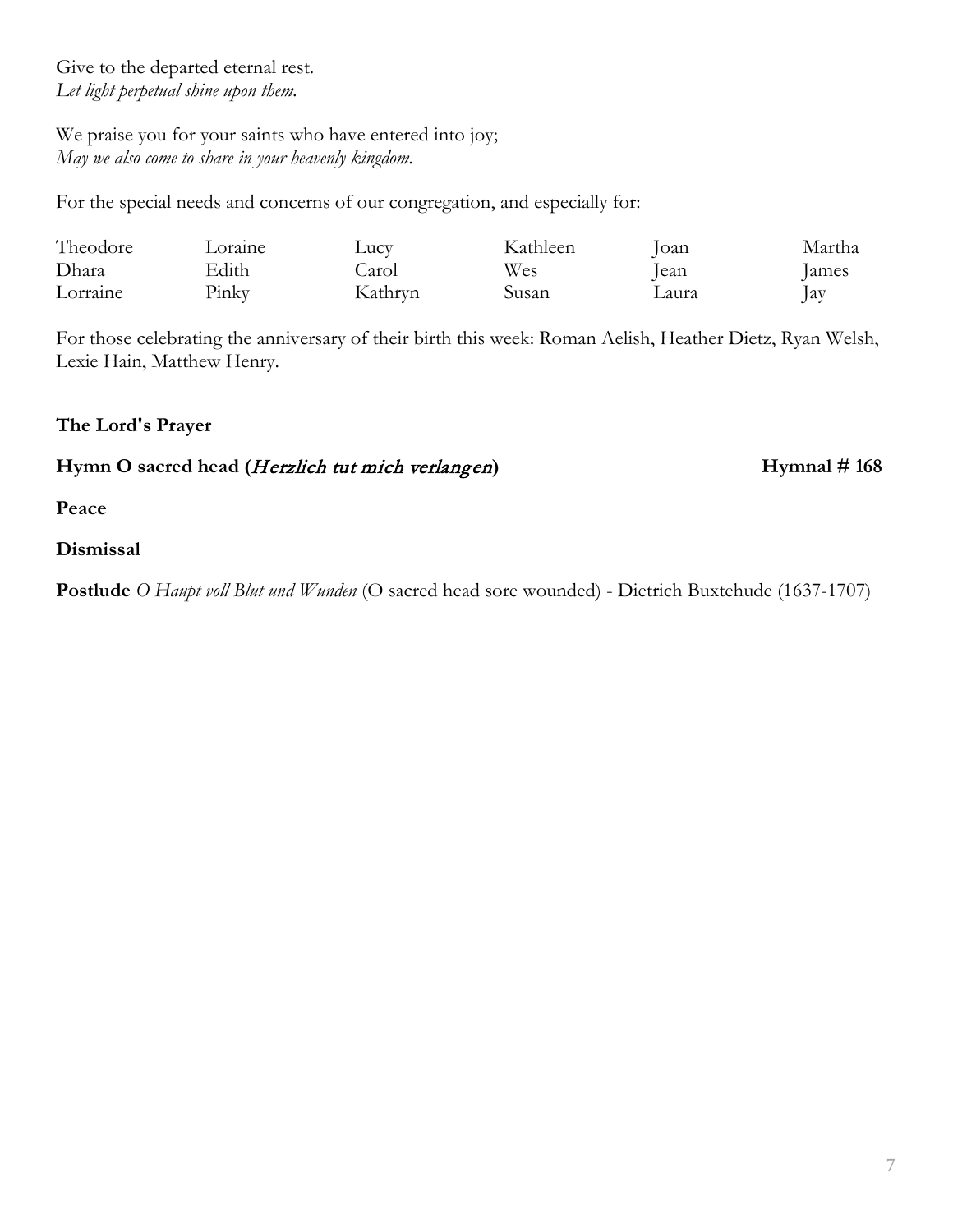Give to the departed eternal rest.
*Let light perpetual shine upon them.*

We praise you for your saints who have entered into joy;
*May we also come to share in your heavenly kingdom.*

For the special needs and concerns of our congregation, and especially for:

| | | | | | |
|---|---|---|---|---|---|
| Theodore | Loraine | Lucy | Kathleen | Joan | Martha |
| Dhara | Edith | Carol | Wes | Jean | James |
| Lorraine | Pinky | Kathryn | Susan | Laura | Jay |

For those celebrating the anniversary of their birth this week: Roman Aelish, Heather Dietz, Ryan Welsh, Lexie Hain, Matthew Henry.

**The Lord's Prayer**

**Hymn O sacred head (*Herzlich tut mich verlangen*)** **Hymnal # 168**

**Peace**

**Dismissal**

**Postlude** *O Haupt voll Blut und Wunden* (O sacred head sore wounded) - Dietrich Buxtehude (1637-1707)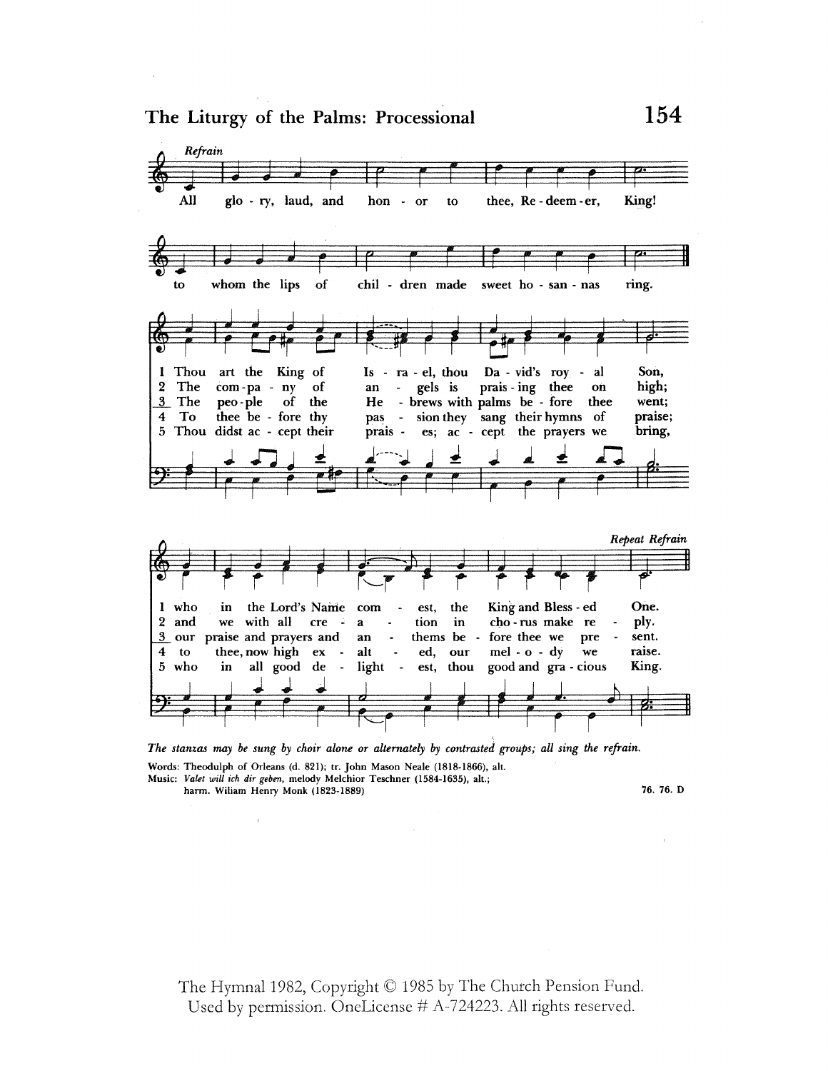# The Liturgy of the Palms: Processional

**154**

*Refrain*

All glo - ry, laud, and hon - or to thee, Re - deem - er, King!
to whom the lips of chil - dren made sweet ho - san - nas ring.

1 Thou art the King of Is - ra - el, thou Da - vid's roy - al Son,
2 The com - pa - ny of an - gels is prais - ing thee on high;
3 The peo - ple of the He - brews with palms be - fore thee went;
4 To thee be - fore thy pas - sion they sang their hymns of praise;
5 Thou didst ac - cept their prais - es; ac - cept the prayers we bring,

1 who in the Lord's Name com - est, the King and Bless - ed One.
2 and we with all cre - a - tion in cho - rus make re - ply.
3 our praise and prayers and an - thems be - fore thee we pre - sent.
4 to thee, now high ex - alt - ed, our mel - o - dy we raise.
5 who in all good de - light - est, thou good and gra - cious King.

*Repeat Refrain*

*The stanzas may be sung by choir alone or alternately by contrasted groups; all sing the refrain.*

Words: Theodulph of Orleans (d. 821); tr. John Mason Neale (1818-1866), alt.
Music: *Valet will ich dir geben,* melody Melchior Teschner (1584-1635), alt.; harm. Wiliam Henry Monk (1823-1889)

76. 76. D

The Hymnal 1982, Copyright © 1985 by The Church Pension Fund. Used by permission. OneLicense # A-724223. All rights reserved.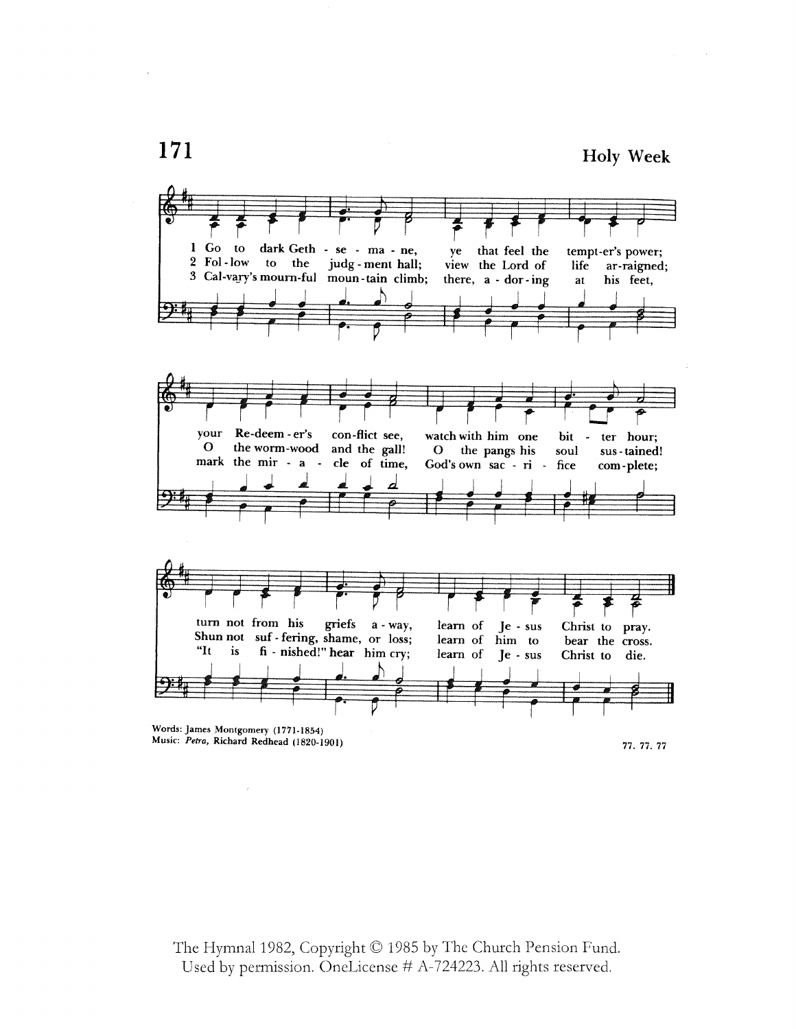# 171

## Holy Week

1 Go to dark Geth - se - ma - ne, ye that feel the tempt-er's power; your Re-deem - er's con-flict see, watch with him one bit - ter hour; turn not from his griefs a - way, learn of Je - sus Christ to pray.

2 Fol - low to the judg - ment hall; view the Lord of life ar-raigned; O the worm-wood and the gall! O the pangs his soul sus - tained! Shun not suf - fering, shame, or loss; learn of him to bear the cross.

3 Cal-vary's mourn-ful moun-tain climb; there, a - dor - ing at his feet, mark the mir - a - cle of time, God's own sac - ri - fice com-plete; "It is fi - nished!" hear him cry; learn of Je - sus Christ to die.

Words: James Montgomery (1771-1854)
Music: *Petra*, Richard Redhead (1820-1901)

77. 77. 77

The Hymnal 1982, Copyright © 1985 by The Church Pension Fund.
Used by permission. OneLicense # A-724223. All rights reserved.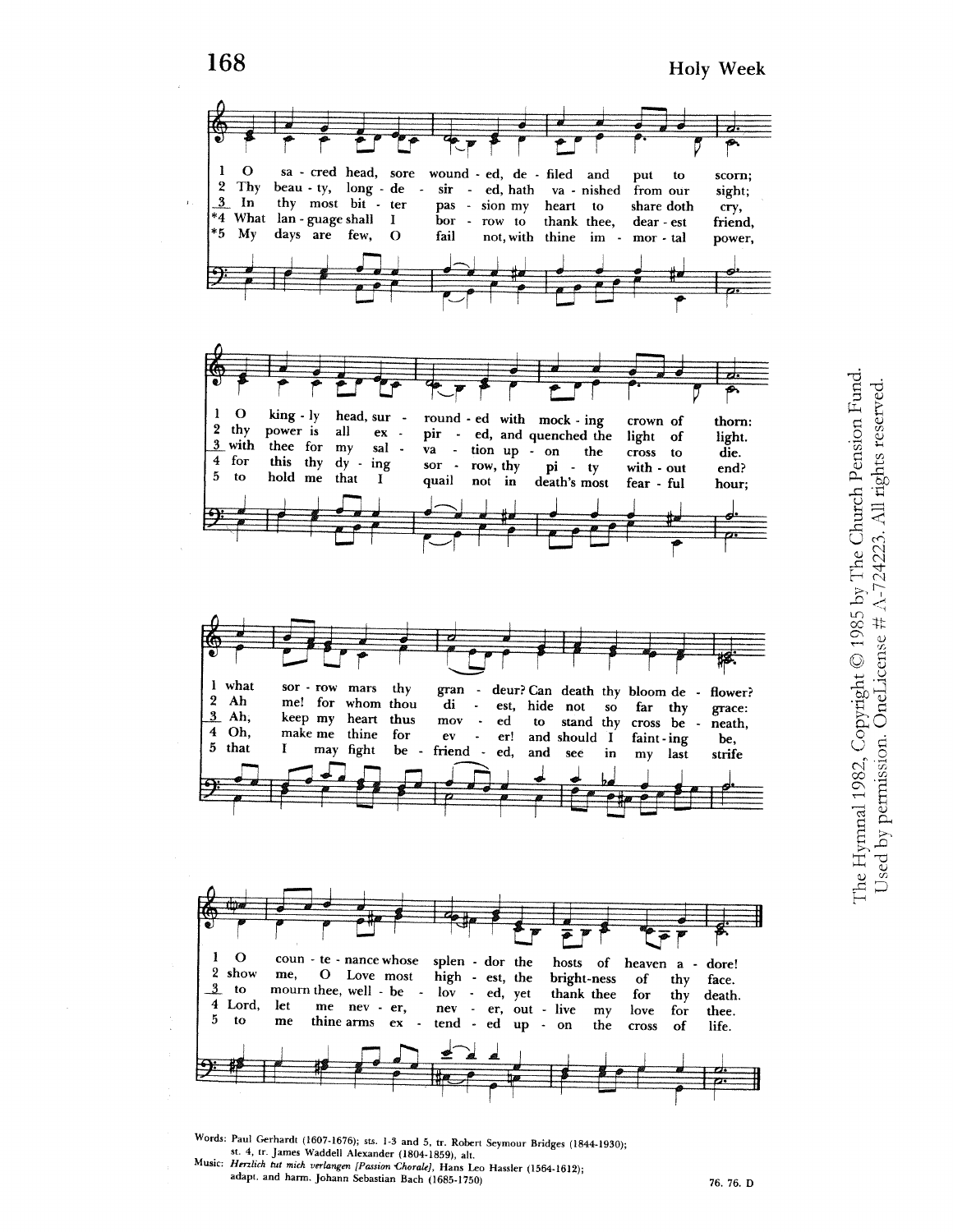# 168 Holy Week

1 O sacred head, sore wounded, defiled and put to scorn;
O kingly head, surrounded with mocking crown of thorn:
what sorrow mars thy grandeur? Can death thy bloom deflower?
O countenance whose splendor the hosts of heaven adore!

2 Thy beauty, long-desired, hath vanished from our sight;
thy power is all expired, and quenched the light of light.
Ah me! for whom thou diest, hide not so far thy grace:
show me, O Love most highest, the brightness of thy face.

3 In thy most bitter passion my heart to share doth cry,
with thee for my salvation upon the cross to die.
Ah, keep my heart thus moved to stand thy cross beneath,
to mourn thee, well-beloved, yet thank thee for thy death.

*4 What language shall I borrow to thank thee, dearest friend,
for this thy dying sorrow, thy pity without end?
Oh, make me thine for ever! and should I fainting be,
Lord, let me never, never, outlive my love for thee.

*5 My days are few, O fail not, with thine immortal power,
to hold me that I quail not in death's most fearful hour;
that I may fight befriended, and see in my last strife
to me thine arms extended upon the cross of life.

Words: Paul Gerhardt (1607-1676); sts. 1-3 and 5, tr. Robert Seymour Bridges (1844-1930); st. 4, tr. James Waddell Alexander (1804-1859), alt.
Music: *Herzlich tut mich verlangen [Passion Chorale]*, Hans Leo Hassler (1564-1612); adapt. and harm. Johann Sebastian Bach (1685-1750)

76. 76. D

The Hymnal 1982, Copyright © 1985 by The Church Pension Fund. Used by permission. OneLicense # A-724223. All rights reserved.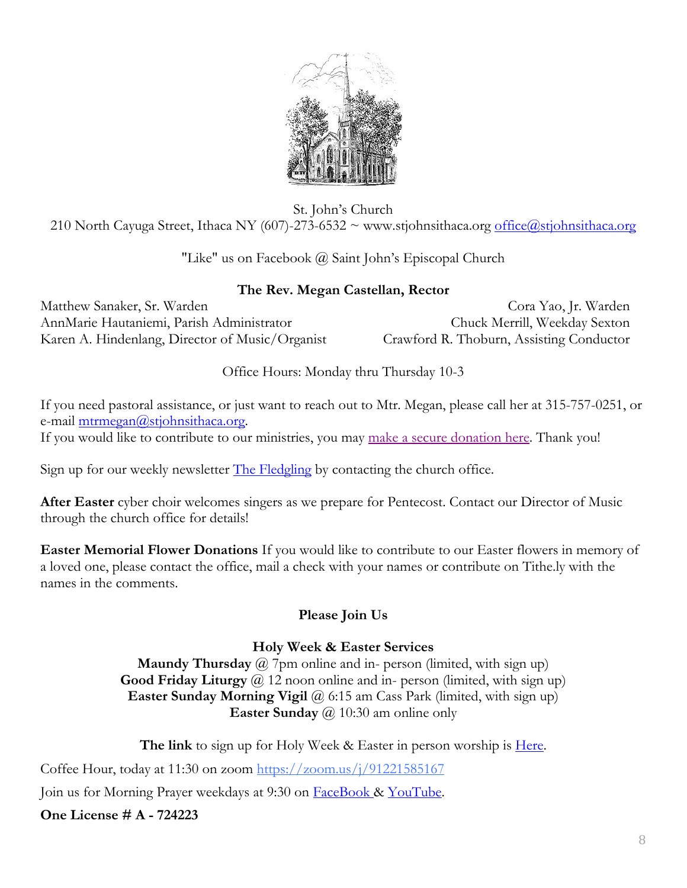St. John's Church
210 North Cayuga Street, Ithaca NY (607)-273-6532 ~ www.stjohnsithaca.org office@stjohnsithaca.org

"Like" us on Facebook @ Saint John's Episcopal Church

**The Rev. Megan Castellan, Rector**

Matthew Sanaker, Sr. Warden
Cora Yao, Jr. Warden
AnnMarie Hautaniemi, Parish Administrator
Chuck Merrill, Weekday Sexton
Karen A. Hindenlang, Director of Music/Organist
Crawford R. Thoburn, Assisting Conductor

Office Hours: Monday thru Thursday 10-3

If you need pastoral assistance, or just want to reach out to Mtr. Megan, please call her at 315-757-0251, or e-mail mtrmegan@stjohnsithaca.org.
If you would like to contribute to our ministries, you may make a secure donation here. Thank you!

Sign up for our weekly newsletter The Fledgling by contacting the church office.

**After Easter** cyber choir welcomes singers as we prepare for Pentecost. Contact our Director of Music through the church office for details!

**Easter Memorial Flower Donations** If you would like to contribute to our Easter flowers in memory of a loved one, please contact the office, mail a check with your names or contribute on Tithe.ly with the names in the comments.

**Please Join Us**

**Holy Week & Easter Services**
**Maundy Thursday** @ 7pm online and in- person (limited, with sign up)
**Good Friday Liturgy** @ 12 noon online and in- person (limited, with sign up)
**Easter Sunday Morning Vigil** @ 6:15 am Cass Park (limited, with sign up)
**Easter Sunday** @ 10:30 am online only

**The link** to sign up for Holy Week & Easter in person worship is Here.

Coffee Hour, today at 11:30 on zoom https://zoom.us/j/91221585167

Join us for Morning Prayer weekdays at 9:30 on FaceBook & YouTube.

**One License # A - 724223**